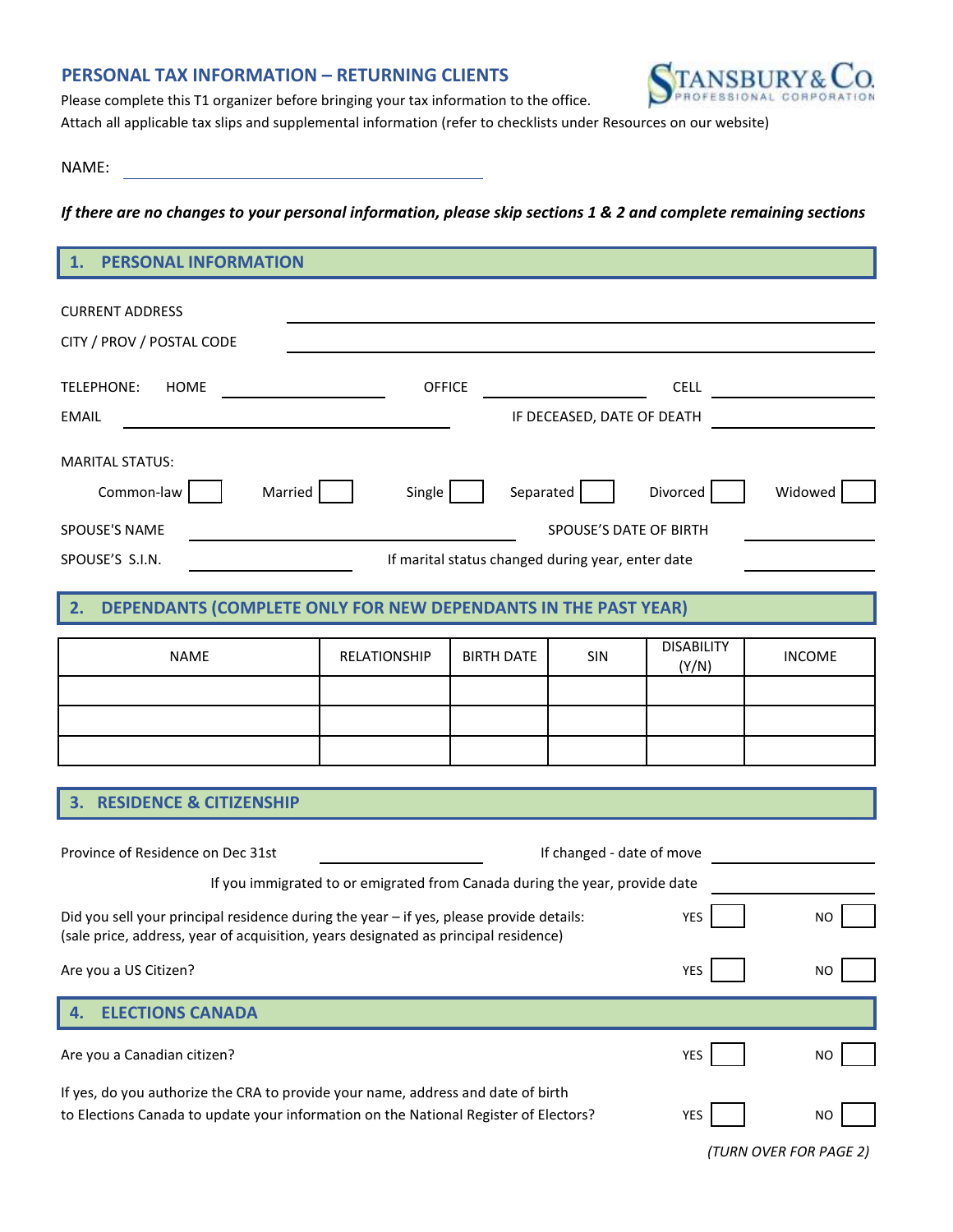# PERSONAL TAX INFORMATION – RETURNING CLIENTS

STANSBURY & Co. PROFESSIONAL CORPORATION

Please complete this T1 organizer before bringing your tax information to the office.
Attach all applicable tax slips and supplemental information (refer to checklists under Resources on our website)

NAME: ____________________

***If there are no changes to your personal information, please skip sections 1 & 2 and complete remaining sections***

## 1. PERSONAL INFORMATION

CURRENT ADDRESS ____________________

CITY / PROV / POSTAL CODE ____________________

TELEPHONE: HOME ____________ OFFICE ____________ CELL ____________

EMAIL ____________________ IF DECEASED, DATE OF DEATH ____________

MARITAL STATUS:

Common-law ☐ Married ☐ Single ☐ Separated ☐ Divorced ☐ Widowed ☐

SPOUSE'S NAME ____________________ SPOUSE'S DATE OF BIRTH ____________

SPOUSE'S S.I.N. ____________ If marital status changed during year, enter date ____________

## 2. DEPENDANTS (COMPLETE ONLY FOR NEW DEPENDANTS IN THE PAST YEAR)

| NAME | RELATIONSHIP | BIRTH DATE | SIN | DISABILITY (Y/N) | INCOME |
|---|---|---|---|---|---|
| | | | | | |
| | | | | | |
| | | | | | |

## 3. RESIDENCE & CITIZENSHIP

Province of Residence on Dec 31st ____________ If changed - date of move ____________

If you immigrated to or emigrated from Canada during the year, provide date ____________

Did you sell your principal residence during the year – if yes, please provide details:
(sale price, address, year of acquisition, years designated as principal residence) YES ☐ NO ☐

Are you a US Citizen? YES ☐ NO ☐

## 4. ELECTIONS CANADA

Are you a Canadian citizen? YES ☐ NO ☐

If yes, do you authorize the CRA to provide your name, address and date of birth
to Elections Canada to update your information on the National Register of Electors? YES ☐ NO ☐

*(TURN OVER FOR PAGE 2)*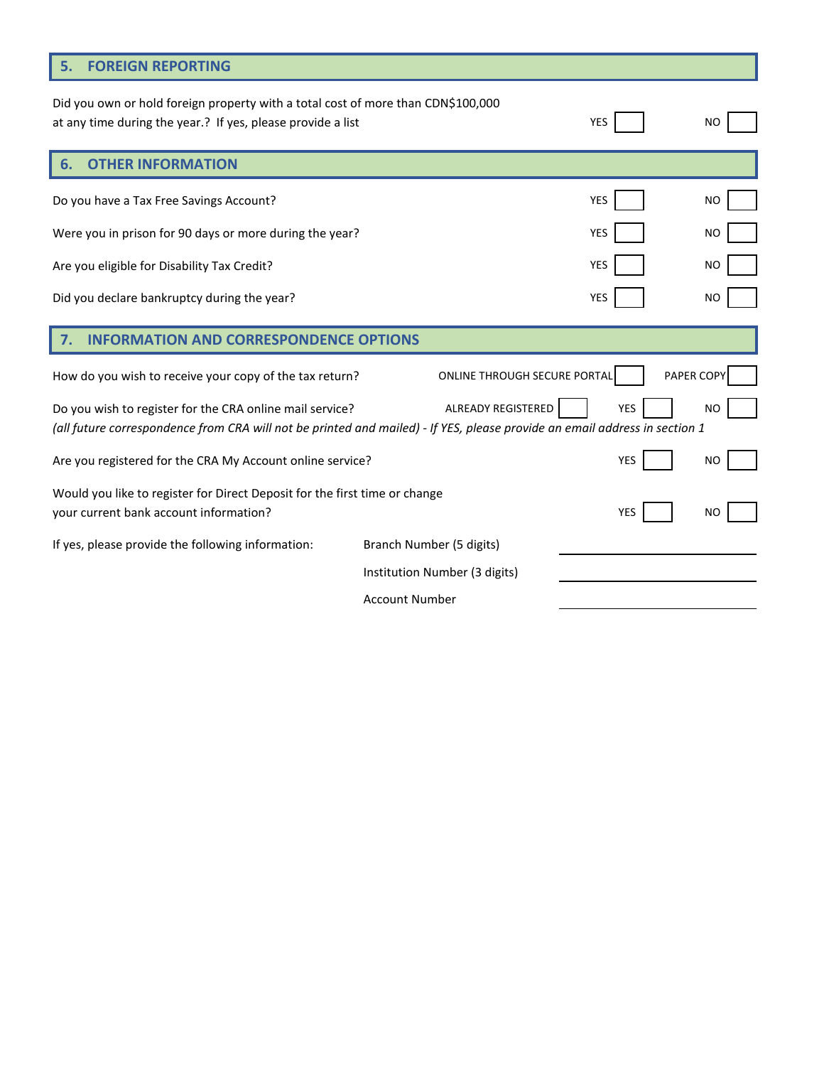## 5. FOREIGN REPORTING

| | | |
|---|---|---|
| Did you own or hold foreign property with a total cost of more than CDN$100,000 at any time during the year.? If yes, please provide a list | YES ☐ | NO ☐ |

## 6. OTHER INFORMATION

| | | |
|---|---|---|
| Do you have a Tax Free Savings Account? | YES ☐ | NO ☐ |
| Were you in prison for 90 days or more during the year? | YES ☐ | NO ☐ |
| Are you eligible for Disability Tax Credit? | YES ☐ | NO ☐ |
| Did you declare bankruptcy during the year? | YES ☐ | NO ☐ |

## 7. INFORMATION AND CORRESPONDENCE OPTIONS

How do you wish to receive your copy of the tax return? ONLINE THROUGH SECURE PORTAL ☐ PAPER COPY ☐

Do you wish to register for the CRA online mail service? ALREADY REGISTERED ☐ YES ☐ NO ☐
*(all future correspondence from CRA will not be printed and mailed) - If YES, please provide an email address in section 1*

Are you registered for the CRA My Account online service? YES ☐ NO ☐

Would you like to register for Direct Deposit for the first time or change your current bank account information? YES ☐ NO ☐

If yes, please provide the following information:

Branch Number (5 digits) ____________________

Institution Number (3 digits) ____________________

Account Number ____________________